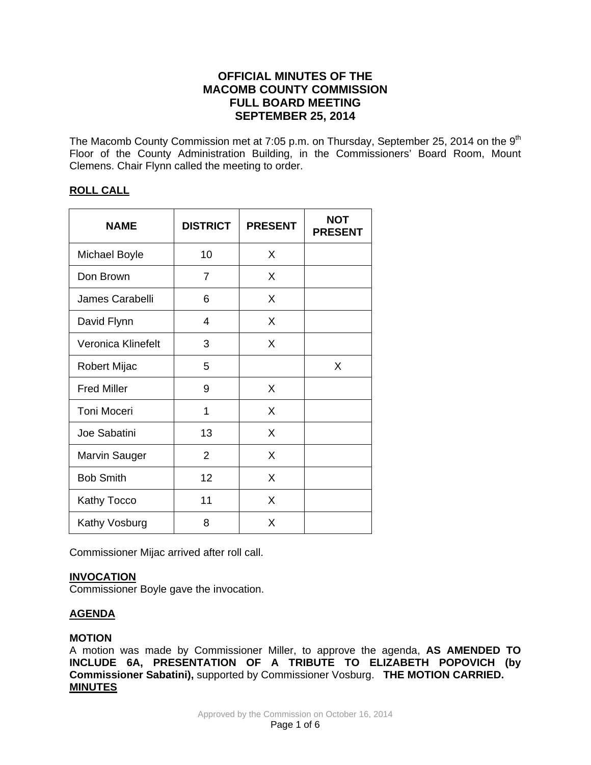# OFFICIAL MINUTES OF THE MACOMB COUNTY COMMISSION FULL BOARD MEETING SEPTEMBER 25, 2014

The Macomb County Commission met at 7:05 p.m. on Thursday, September 25, 2014 on the 9th Floor of the County Administration Building, in the Commissioners' Board Room, Mount Clemens. Chair Flynn called the meeting to order.

## ROLL CALL

| NAME | DISTRICT | PRESENT | NOT PRESENT |
|---|---|---|---|
| Michael Boyle | 10 | X | |
| Don Brown | 7 | X | |
| James Carabelli | 6 | X | |
| David Flynn | 4 | X | |
| Veronica Klinefelt | 3 | X | |
| Robert Mijac | 5 | | X |
| Fred Miller | 9 | X | |
| Toni Moceri | 1 | X | |
| Joe Sabatini | 13 | X | |
| Marvin Sauger | 2 | X | |
| Bob Smith | 12 | X | |
| Kathy Tocco | 11 | X | |
| Kathy Vosburg | 8 | X | |

Commissioner Mijac arrived after roll call.

## INVOCATION

Commissioner Boyle gave the invocation.

## AGENDA

**MOTION**

A motion was made by Commissioner Miller, to approve the agenda, **AS AMENDED TO INCLUDE 6A, PRESENTATION OF A TRIBUTE TO ELIZABETH POPOVICH (by Commissioner Sabatini),** supported by Commissioner Vosburg. **THE MOTION CARRIED.**

## MINUTES

Approved by the Commission on October 16, 2014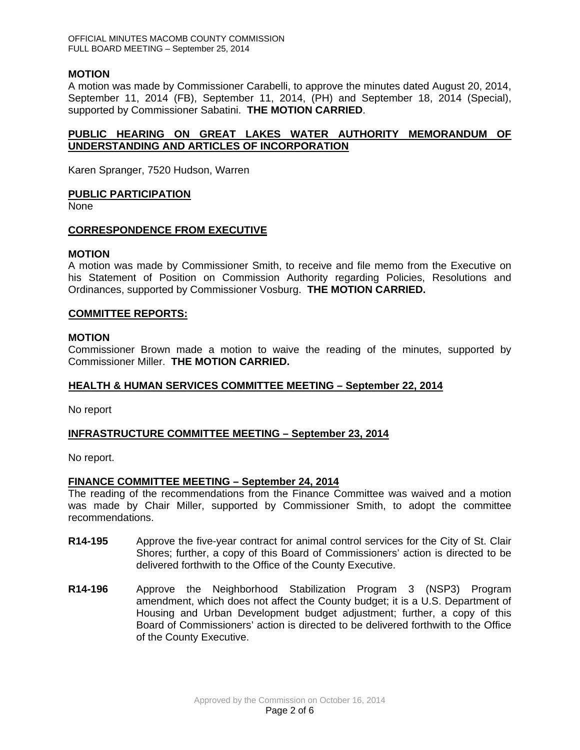**MOTION**

A motion was made by Commissioner Carabelli, to approve the minutes dated August 20, 2014, September 11, 2014 (FB), September 11, 2014, (PH) and September 18, 2014 (Special), supported by Commissioner Sabatini. **THE MOTION CARRIED**.

## PUBLIC HEARING ON GREAT LAKES WATER AUTHORITY MEMORANDUM OF UNDERSTANDING AND ARTICLES OF INCORPORATION

Karen Spranger, 7520 Hudson, Warren

## PUBLIC PARTICIPATION

None

## CORRESPONDENCE FROM EXECUTIVE

**MOTION**

A motion was made by Commissioner Smith, to receive and file memo from the Executive on his Statement of Position on Commission Authority regarding Policies, Resolutions and Ordinances, supported by Commissioner Vosburg. **THE MOTION CARRIED.**

## COMMITTEE REPORTS:

**MOTION**

Commissioner Brown made a motion to waive the reading of the minutes, supported by Commissioner Miller. **THE MOTION CARRIED.**

### HEALTH & HUMAN SERVICES COMMITTEE MEETING – September 22, 2014

No report

### INFRASTRUCTURE COMMITTEE MEETING – September 23, 2014

No report.

### FINANCE COMMITTEE MEETING – September 24, 2014

The reading of the recommendations from the Finance Committee was waived and a motion was made by Chair Miller, supported by Commissioner Smith, to adopt the committee recommendations.

**R14-195** Approve the five-year contract for animal control services for the City of St. Clair Shores; further, a copy of this Board of Commissioners' action is directed to be delivered forthwith to the Office of the County Executive.

**R14-196** Approve the Neighborhood Stabilization Program 3 (NSP3) Program amendment, which does not affect the County budget; it is a U.S. Department of Housing and Urban Development budget adjustment; further, a copy of this Board of Commissioners' action is directed to be delivered forthwith to the Office of the County Executive.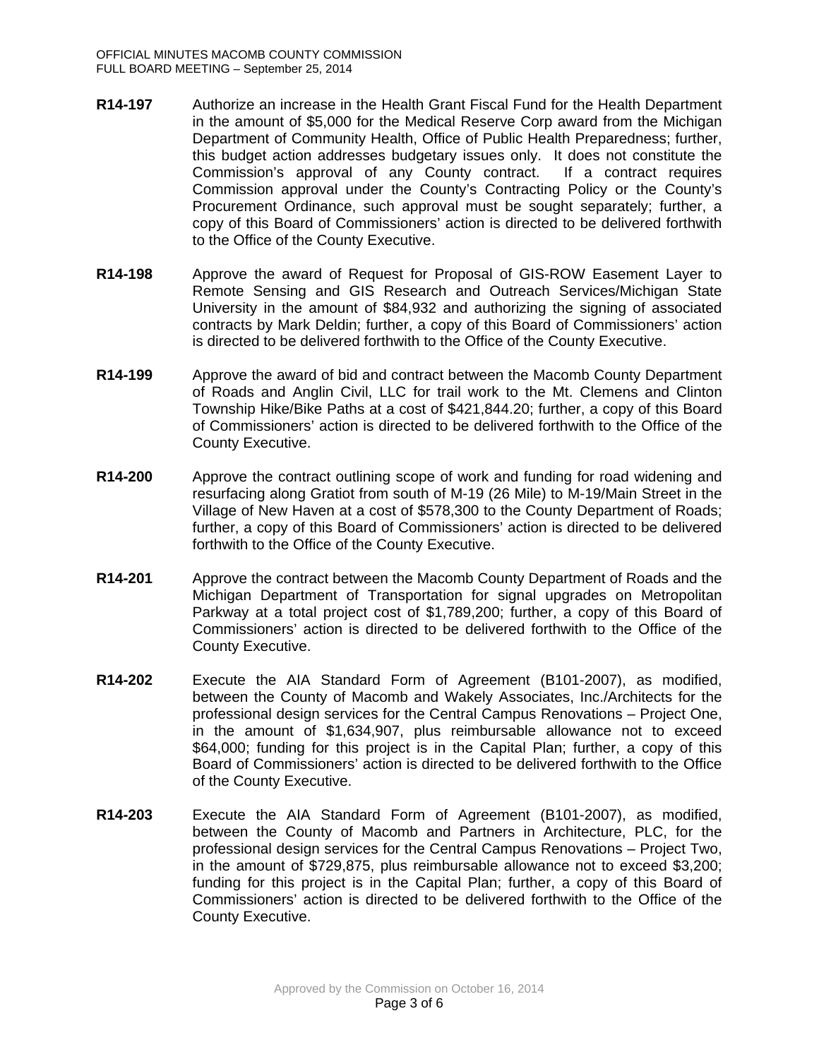**R14-197** Authorize an increase in the Health Grant Fiscal Fund for the Health Department in the amount of $5,000 for the Medical Reserve Corp award from the Michigan Department of Community Health, Office of Public Health Preparedness; further, this budget action addresses budgetary issues only. It does not constitute the Commission's approval of any County contract. If a contract requires Commission approval under the County's Contracting Policy or the County's Procurement Ordinance, such approval must be sought separately; further, a copy of this Board of Commissioners' action is directed to be delivered forthwith to the Office of the County Executive.

**R14-198** Approve the award of Request for Proposal of GIS-ROW Easement Layer to Remote Sensing and GIS Research and Outreach Services/Michigan State University in the amount of $84,932 and authorizing the signing of associated contracts by Mark Deldin; further, a copy of this Board of Commissioners' action is directed to be delivered forthwith to the Office of the County Executive.

**R14-199** Approve the award of bid and contract between the Macomb County Department of Roads and Anglin Civil, LLC for trail work to the Mt. Clemens and Clinton Township Hike/Bike Paths at a cost of $421,844.20; further, a copy of this Board of Commissioners' action is directed to be delivered forthwith to the Office of the County Executive.

**R14-200** Approve the contract outlining scope of work and funding for road widening and resurfacing along Gratiot from south of M-19 (26 Mile) to M-19/Main Street in the Village of New Haven at a cost of $578,300 to the County Department of Roads; further, a copy of this Board of Commissioners' action is directed to be delivered forthwith to the Office of the County Executive.

**R14-201** Approve the contract between the Macomb County Department of Roads and the Michigan Department of Transportation for signal upgrades on Metropolitan Parkway at a total project cost of $1,789,200; further, a copy of this Board of Commissioners' action is directed to be delivered forthwith to the Office of the County Executive.

**R14-202** Execute the AIA Standard Form of Agreement (B101-2007), as modified, between the County of Macomb and Wakely Associates, Inc./Architects for the professional design services for the Central Campus Renovations – Project One, in the amount of $1,634,907, plus reimbursable allowance not to exceed $64,000; funding for this project is in the Capital Plan; further, a copy of this Board of Commissioners' action is directed to be delivered forthwith to the Office of the County Executive.

**R14-203** Execute the AIA Standard Form of Agreement (B101-2007), as modified, between the County of Macomb and Partners in Architecture, PLC, for the professional design services for the Central Campus Renovations – Project Two, in the amount of $729,875, plus reimbursable allowance not to exceed $3,200; funding for this project is in the Capital Plan; further, a copy of this Board of Commissioners' action is directed to be delivered forthwith to the Office of the County Executive.

Approved by the Commission on October 16, 2014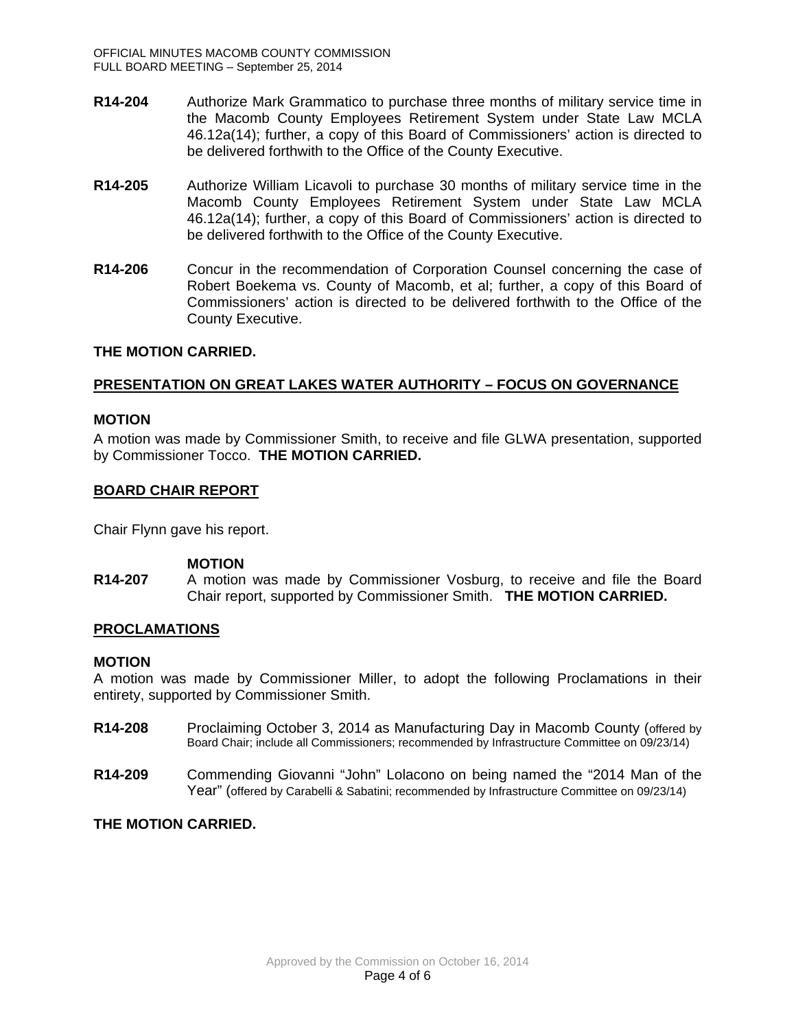**R14-204** Authorize Mark Grammatico to purchase three months of military service time in the Macomb County Employees Retirement System under State Law MCLA 46.12a(14); further, a copy of this Board of Commissioners' action is directed to be delivered forthwith to the Office of the County Executive.

**R14-205** Authorize William Licavoli to purchase 30 months of military service time in the Macomb County Employees Retirement System under State Law MCLA 46.12a(14); further, a copy of this Board of Commissioners' action is directed to be delivered forthwith to the Office of the County Executive.

**R14-206** Concur in the recommendation of Corporation Counsel concerning the case of Robert Boekema vs. County of Macomb, et al; further, a copy of this Board of Commissioners' action is directed to be delivered forthwith to the Office of the County Executive.

**THE MOTION CARRIED.**

## PRESENTATION ON GREAT LAKES WATER AUTHORITY – FOCUS ON GOVERNANCE

**MOTION**

A motion was made by Commissioner Smith, to receive and file GLWA presentation, supported by Commissioner Tocco. **THE MOTION CARRIED.**

## BOARD CHAIR REPORT

Chair Flynn gave his report.

**MOTION**

**R14-207** A motion was made by Commissioner Vosburg, to receive and file the Board Chair report, supported by Commissioner Smith. **THE MOTION CARRIED.**

## PROCLAMATIONS

**MOTION**

A motion was made by Commissioner Miller, to adopt the following Proclamations in their entirety, supported by Commissioner Smith.

**R14-208** Proclaiming October 3, 2014 as Manufacturing Day in Macomb County (offered by Board Chair; include all Commissioners; recommended by Infrastructure Committee on 09/23/14)

**R14-209** Commending Giovanni "John" Lolacono on being named the "2014 Man of the Year" (offered by Carabelli & Sabatini; recommended by Infrastructure Committee on 09/23/14)

**THE MOTION CARRIED.**

Approved by the Commission on October 16, 2014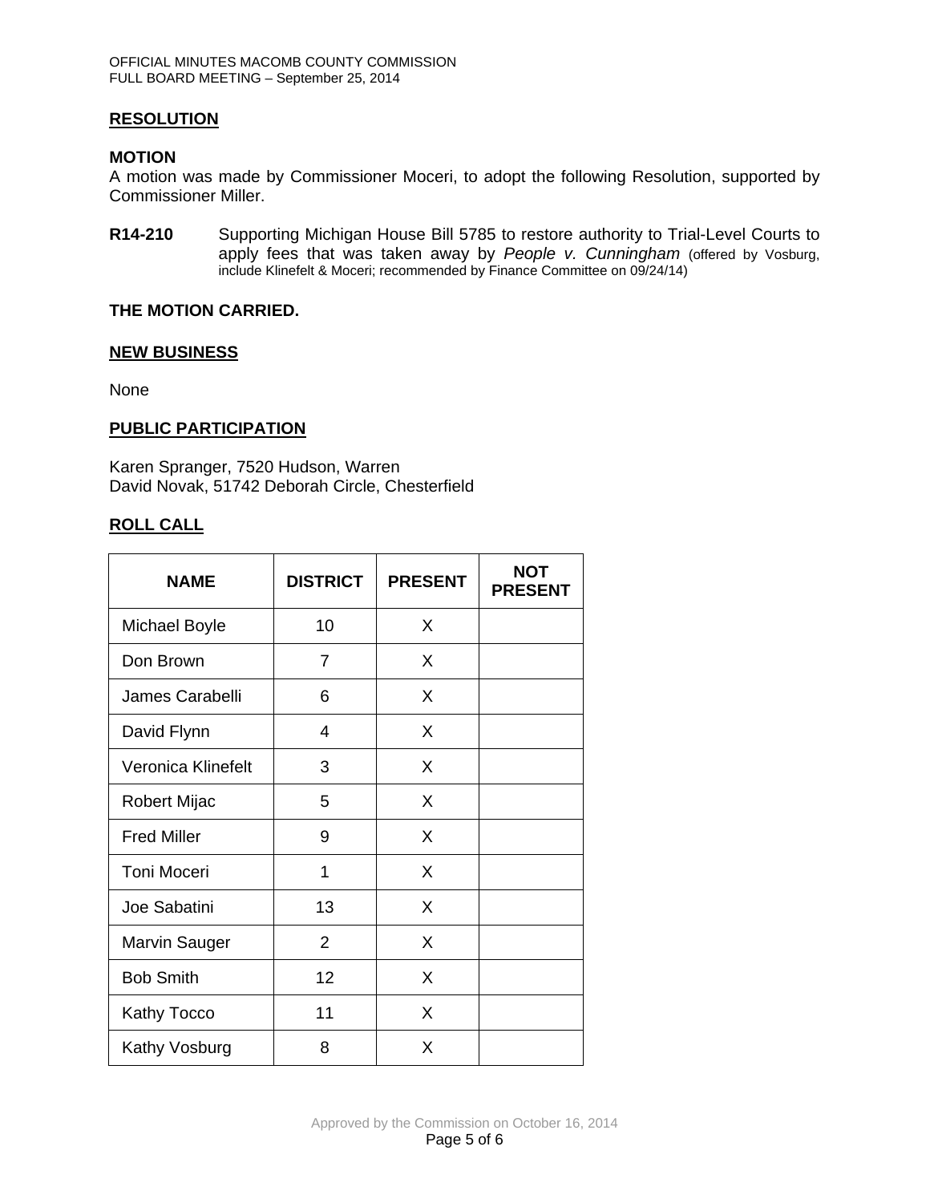## RESOLUTION

**MOTION**
A motion was made by Commissioner Moceri, to adopt the following Resolution, supported by Commissioner Miller.

**R14-210** Supporting Michigan House Bill 5785 to restore authority to Trial-Level Courts to apply fees that was taken away by *People v. Cunningham* (offered by Vosburg, include Klinefelt & Moceri; recommended by Finance Committee on 09/24/14)

**THE MOTION CARRIED.**

## NEW BUSINESS

None

## PUBLIC PARTICIPATION

Karen Spranger, 7520 Hudson, Warren
David Novak, 51742 Deborah Circle, Chesterfield

## ROLL CALL

| NAME | DISTRICT | PRESENT | NOT PRESENT |
|---|---|---|---|
| Michael Boyle | 10 | X | |
| Don Brown | 7 | X | |
| James Carabelli | 6 | X | |
| David Flynn | 4 | X | |
| Veronica Klinefelt | 3 | X | |
| Robert Mijac | 5 | X | |
| Fred Miller | 9 | X | |
| Toni Moceri | 1 | X | |
| Joe Sabatini | 13 | X | |
| Marvin Sauger | 2 | X | |
| Bob Smith | 12 | X | |
| Kathy Tocco | 11 | X | |
| Kathy Vosburg | 8 | X | |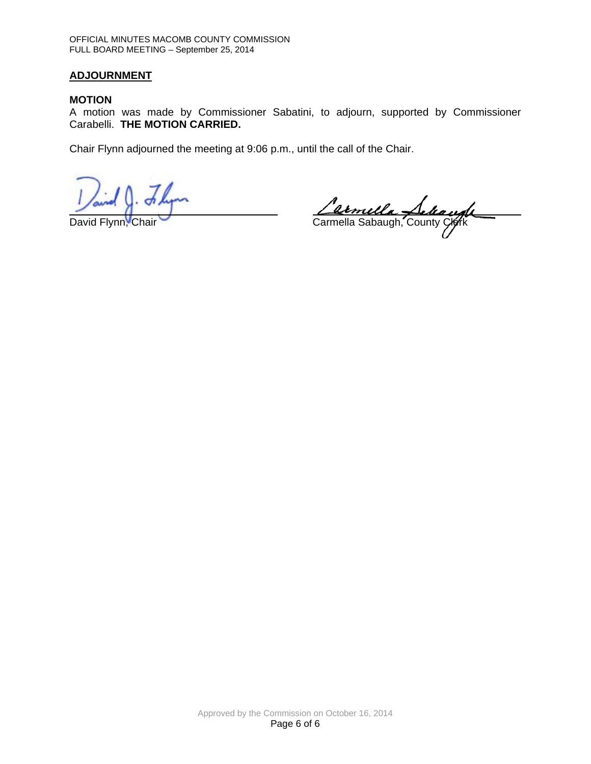## ADJOURNMENT

**MOTION**
A motion was made by Commissioner Sabatini, to adjourn, supported by Commissioner Carabelli. **THE MOTION CARRIED.**

Chair Flynn adjourned the meeting at 9:06 p.m., until the call of the Chair.

David Flynn, Chair

Carmella Sabaugh, County Clerk

Approved by the Commission on October 16, 2014